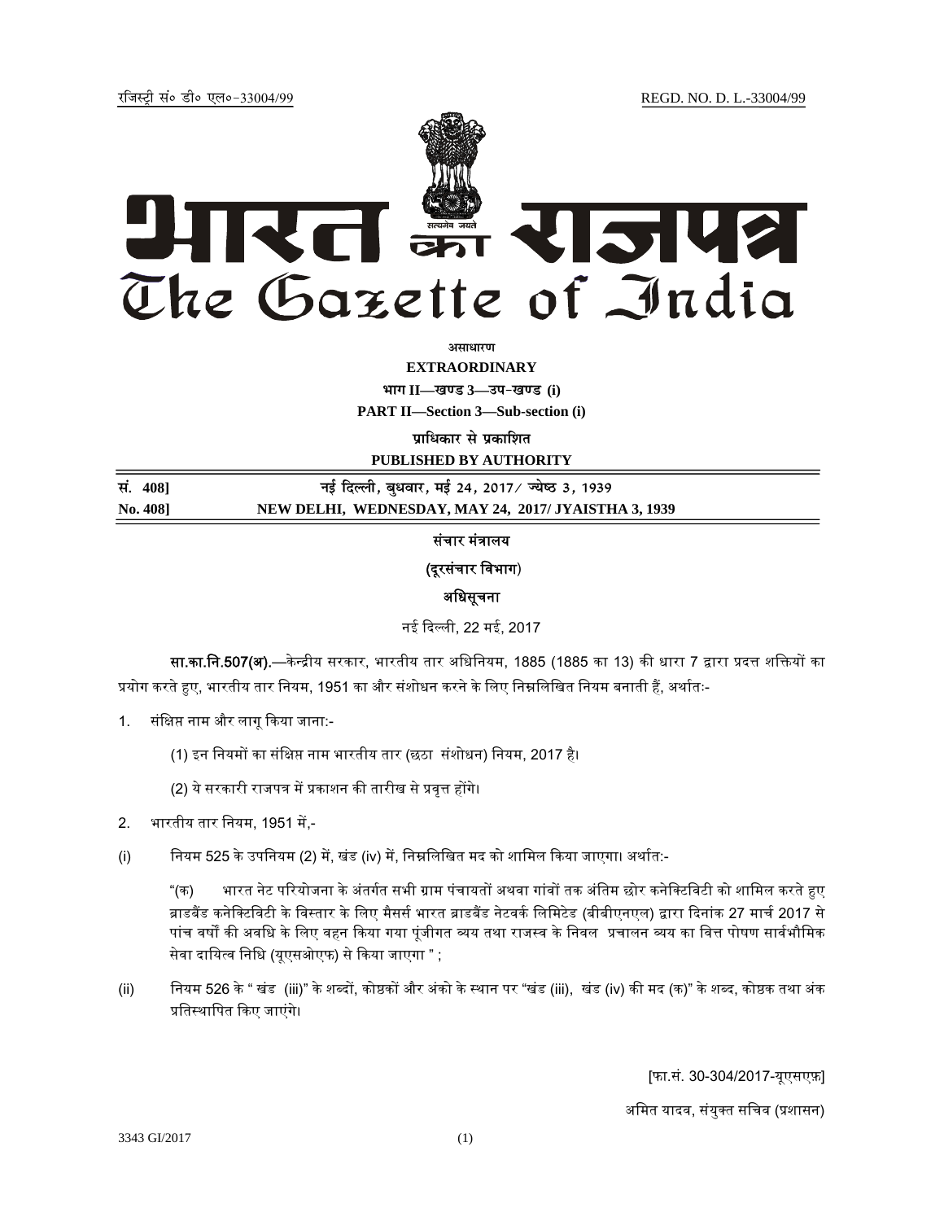रजिस्ट्री सं० डी० एल०-33004/99 REGD. NO. D. L.-33004/99

# भारत का राजपत्र
# The Gazette of India

**असाधारण**
**EXTRAORDINARY**
**भाग II—खण्ड 3—उप-खण्ड (i)**
**PART II—Section 3—Sub-section (i)**
**प्राधिकार से प्रकाशित**
**PUBLISHED BY AUTHORITY**

| सं. 408] | नई दिल्ली, बुधवार, मई 24, 2017/ ज्येष्ठ 3, 1939 |
|---|---|
| No. 408] | NEW DELHI, WEDNESDAY, MAY 24, 2017/ JYAISTHA 3, 1939 |

## संचार मंत्रालय
## (दूरसंचार विभाग)
## अधिसूचना

नई दिल्ली, 22 मई, 2017

**सा.का.नि.507(अ).**—केन्द्रीय सरकार, भारतीय तार अधिनियम, 1885 (1885 का 13) की धारा 7 द्वारा प्रदत्त शक्तियों का प्रयोग करते हुए, भारतीय तार नियम, 1951 का और संशोधन करने के लिए निम्नलिखित नियम बनाती हैं, अर्थातः-

1. संक्षिप्त नाम और लागू किया जाना:-

   (1) इन नियमों का संक्षिप्त नाम भारतीय तार (छठा संशोधन) नियम, 2017 है।

   (2) ये सरकारी राजपत्र में प्रकाशन की तारीख से प्रवृत्त होंगे।

2. भारतीय तार नियम, 1951 में,-

(i) नियम 525 के उपनियम (2) में, खंड (iv) में, निम्नलिखित मद को शामिल किया जाएगा। अर्थात:-

   "(क) भारत नेट परियोजना के अंतर्गत सभी ग्राम पंचायतों अथवा गांवों तक अंतिम छोर कनेक्टिविटी को शामिल करते हुए ब्राडबैंड कनेक्टिविटी के विस्तार के लिए मैसर्स भारत ब्राडबैंड नेटवर्क लिमिटेड (बीबीएनएल) द्वारा दिनांक 27 मार्च 2017 से पांच वर्षों की अवधि के लिए वहन किया गया पूंजीगत व्यय तथा राजस्व के निवल प्रचालन व्यय का वित्त पोषण सार्वभौमिक सेवा दायित्व निधि (यूएसओएफ) से किया जाएगा " ;

(ii) नियम 526 के " खंड (iii)" के शब्दों, कोष्ठकों और अंको के स्थान पर "खंड (iii), खंड (iv) की मद (क)" के शब्द, कोष्ठक तथा अंक प्रतिस्थापित किए जाएंगे।

[फा.सं. 30-304/2017-यूएसएफ़]

अमित यादव, संयुक्त सचिव (प्रशासन)

3343 GI/2017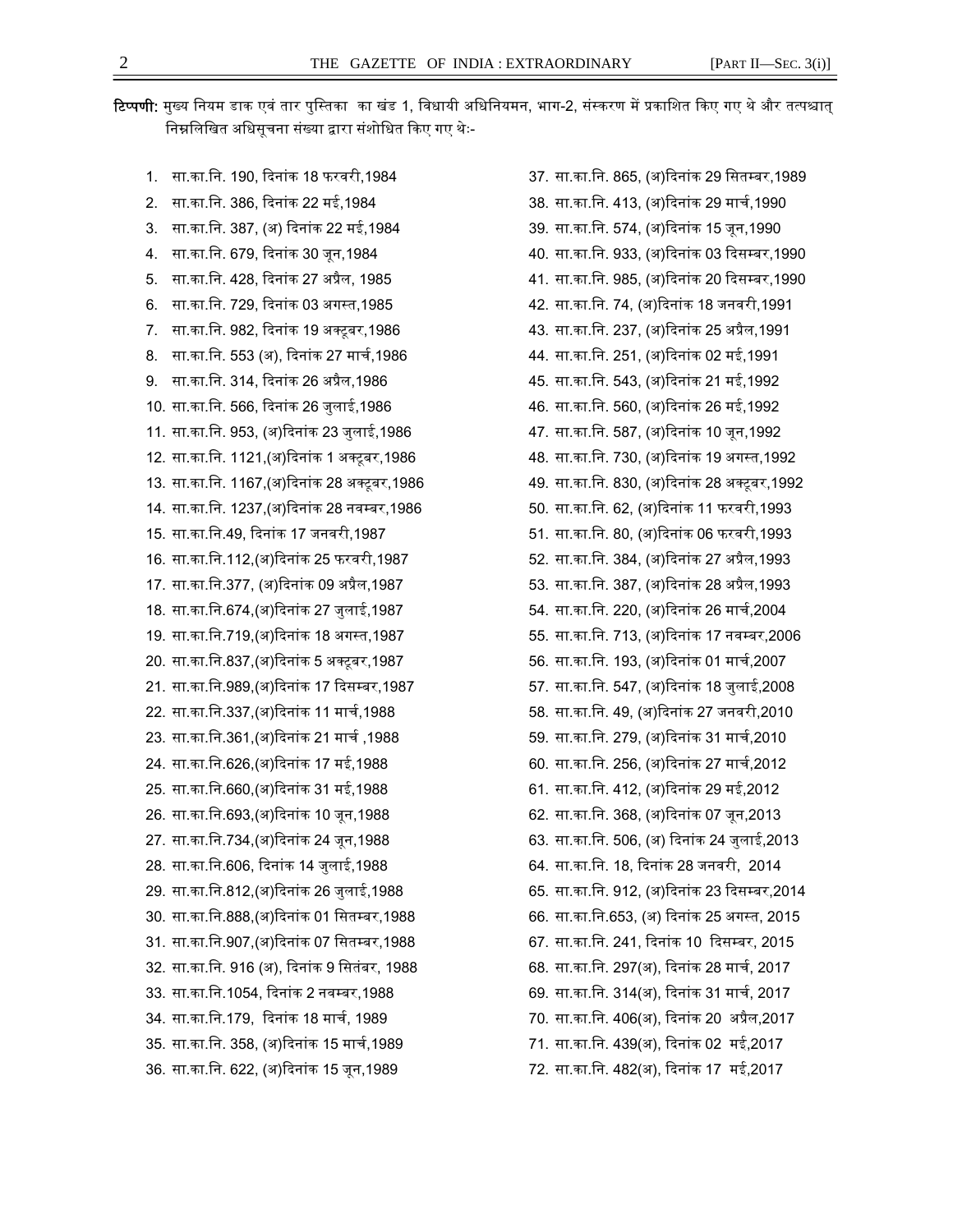**टिप्पणी:** मुख्य नियम डाक एवं तार पुस्तिका का खंड 1, विधायी अधिनियमन, भाग-2, संस्करण में प्रकाशित किए गए थे और तत्पश्चात् निम्नलिखित अधिसूचना संख्या द्वारा संशोधित किए गए थेः-

1. सा.का.नि. 190, दिनांक 18 फरवरी,1984
2. सा.का.नि. 386, दिनांक 22 मई,1984
3. सा.का.नि. 387, (अ) दिनांक 22 मई,1984
4. सा.का.नि. 679, दिनांक 30 जून,1984
5. सा.का.नि. 428, दिनांक 27 अप्रैल, 1985
6. सा.का.नि. 729, दिनांक 03 अगस्त,1985
7. सा.का.नि. 982, दिनांक 19 अक्टूबर,1986
8. सा.का.नि. 553 (अ), दिनांक 27 मार्च,1986
9. सा.का.नि. 314, दिनांक 26 अप्रैल,1986
10. सा.का.नि. 566, दिनांक 26 जुलाई,1986
11. सा.का.नि. 953, (अ)दिनांक 23 जुलाई,1986
12. सा.का.नि. 1121,(अ)दिनांक 1 अक्टूबर,1986
13. सा.का.नि. 1167,(अ)दिनांक 28 अक्टूबर,1986
14. सा.का.नि. 1237,(अ)दिनांक 28 नवम्बर,1986
15. सा.का.नि.49, दिनांक 17 जनवरी,1987
16. सा.का.नि.112,(अ)दिनांक 25 फरवरी,1987
17. सा.का.नि.377, (अ)दिनांक 09 अप्रैल,1987
18. सा.का.नि.674,(अ)दिनांक 27 जुलाई,1987
19. सा.का.नि.719,(अ)दिनांक 18 अगस्त,1987
20. सा.का.नि.837,(अ)दिनांक 5 अक्टूबर,1987
21. सा.का.नि.989,(अ)दिनांक 17 दिसम्बर,1987
22. सा.का.नि.337,(अ)दिनांक 11 मार्च,1988
23. सा.का.नि.361,(अ)दिनांक 21 मार्च ,1988
24. सा.का.नि.626,(अ)दिनांक 17 मई,1988
25. सा.का.नि.660,(अ)दिनांक 31 मई,1988
26. सा.का.नि.693,(अ)दिनांक 10 जून,1988
27. सा.का.नि.734,(अ)दिनांक 24 जून,1988
28. सा.का.नि.606, दिनांक 14 जुलाई,1988
29. सा.का.नि.812,(अ)दिनांक 26 जुलाई,1988
30. सा.का.नि.888,(अ)दिनांक 01 सितम्बर,1988
31. सा.का.नि.907,(अ)दिनांक 07 सितम्बर,1988
32. सा.का.नि. 916 (अ), दिनांक 9 सितंबर, 1988
33. सा.का.नि.1054, दिनांक 2 नवम्बर,1988
34. सा.का.नि.179, दिनांक 18 मार्च, 1989
35. सा.का.नि. 358, (अ)दिनांक 15 मार्च,1989
36. सा.का.नि. 622, (अ)दिनांक 15 जून,1989
37. सा.का.नि. 865, (अ)दिनांक 29 सितम्बर,1989
38. सा.का.नि. 413, (अ)दिनांक 29 मार्च,1990
39. सा.का.नि. 574, (अ)दिनांक 15 जून,1990
40. सा.का.नि. 933, (अ)दिनांक 03 दिसम्बर,1990
41. सा.का.नि. 985, (अ)दिनांक 20 दिसम्बर,1990
42. सा.का.नि. 74, (अ)दिनांक 18 जनवरी,1991
43. सा.का.नि. 237, (अ)दिनांक 25 अप्रैल,1991
44. सा.का.नि. 251, (अ)दिनांक 02 मई,1991
45. सा.का.नि. 543, (अ)दिनांक 21 मई,1992
46. सा.का.नि. 560, (अ)दिनांक 26 मई,1992
47. सा.का.नि. 587, (अ)दिनांक 10 जून,1992
48. सा.का.नि. 730, (अ)दिनांक 19 अगस्त,1992
49. सा.का.नि. 830, (अ)दिनांक 28 अक्टूबर,1992
50. सा.का.नि. 62, (अ)दिनांक 11 फरवरी,1993
51. सा.का.नि. 80, (अ)दिनांक 06 फरवरी,1993
52. सा.का.नि. 384, (अ)दिनांक 27 अप्रैल,1993
53. सा.का.नि. 387, (अ)दिनांक 28 अप्रैल,1993
54. सा.का.नि. 220, (अ)दिनांक 26 मार्च,2004
55. सा.का.नि. 713, (अ)दिनांक 17 नवम्बर,2006
56. सा.का.नि. 193, (अ)दिनांक 01 मार्च,2007
57. सा.का.नि. 547, (अ)दिनांक 18 जुलाई,2008
58. सा.का.नि. 49, (अ)दिनांक 27 जनवरी,2010
59. सा.का.नि. 279, (अ)दिनांक 31 मार्च,2010
60. सा.का.नि. 256, (अ)दिनांक 27 मार्च,2012
61. सा.का.नि. 412, (अ)दिनांक 29 मई,2012
62. सा.का.नि. 368, (अ)दिनांक 07 जून,2013
63. सा.का.नि. 506, (अ) दिनांक 24 जुलाई,2013
64. सा.का.नि. 18, दिनांक 28 जनवरी, 2014
65. सा.का.नि. 912, (अ)दिनांक 23 दिसम्बर,2014
66. सा.का.नि.653, (अ) दिनांक 25 अगस्त, 2015
67. सा.का.नि. 241, दिनांक 10 दिसम्बर, 2015
68. सा.का.नि. 297(अ), दिनांक 28 मार्च, 2017
69. सा.का.नि. 314(अ), दिनांक 31 मार्च, 2017
70. सा.का.नि. 406(अ), दिनांक 20 अप्रैल,2017
71. सा.का.नि. 439(अ), दिनांक 02 मई,2017
72. सा.का.नि. 482(अ), दिनांक 17 मई,2017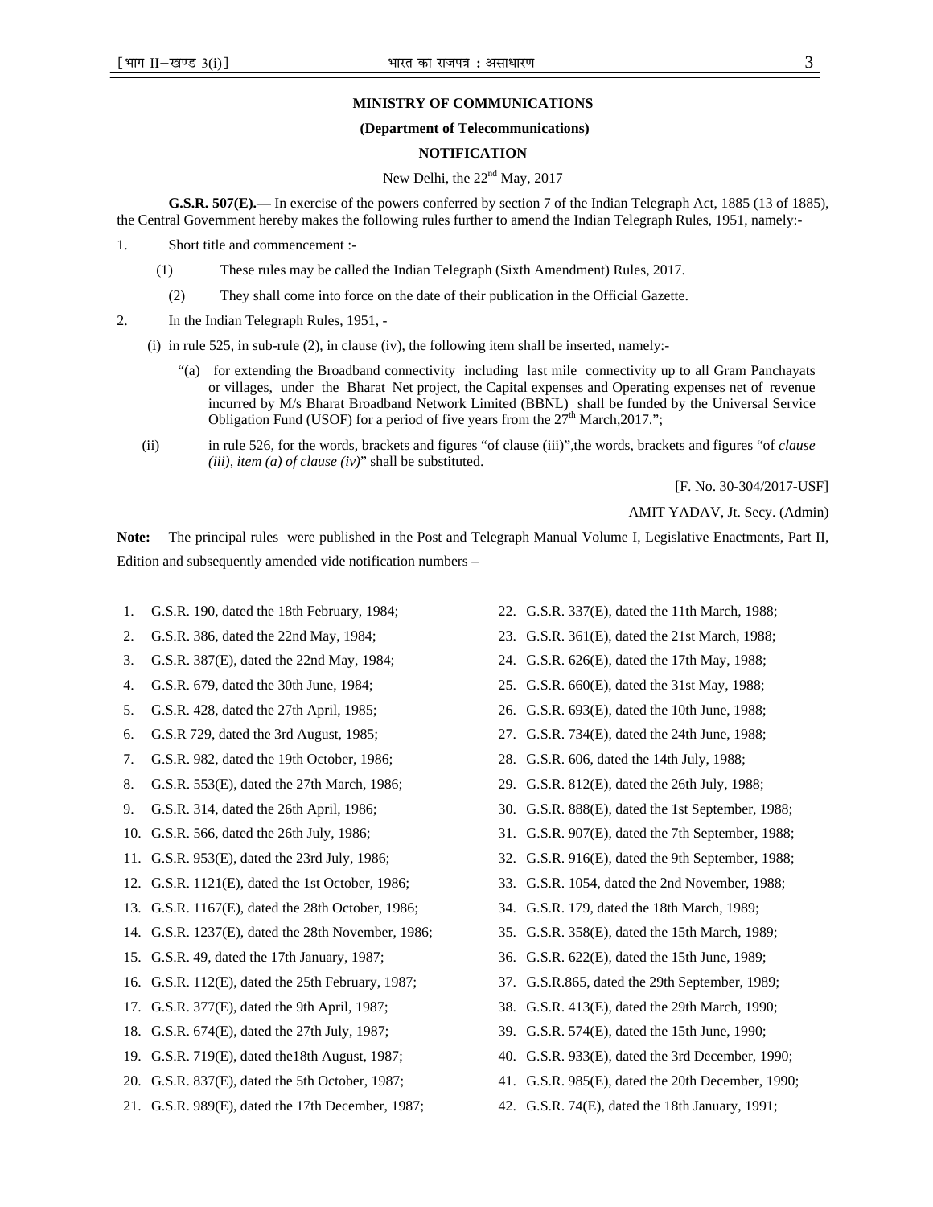**MINISTRY OF COMMUNICATIONS**

**(Department of Telecommunications)**

**NOTIFICATION**

New Delhi, the 22nd May, 2017

**G.S.R. 507(E).—** In exercise of the powers conferred by section 7 of the Indian Telegraph Act, 1885 (13 of 1885), the Central Government hereby makes the following rules further to amend the Indian Telegraph Rules, 1951, namely:-

1. Short title and commencement :-

   (1) These rules may be called the Indian Telegraph (Sixth Amendment) Rules, 2017.

   (2) They shall come into force on the date of their publication in the Official Gazette.

2. In the Indian Telegraph Rules, 1951, -

   (i) in rule 525, in sub-rule (2), in clause (iv), the following item shall be inserted, namely:-

   "(a) for extending the Broadband connectivity including last mile connectivity up to all Gram Panchayats or villages, under the Bharat Net project, the Capital expenses and Operating expenses net of revenue incurred by M/s Bharat Broadband Network Limited (BBNL) shall be funded by the Universal Service Obligation Fund (USOF) for a period of five years from the 27th March,2017.";

   (ii) in rule 526, for the words, brackets and figures "of clause (iii)",the words, brackets and figures "of *clause (iii), item (a) of clause (iv)*" shall be substituted.

[F. No. 30-304/2017-USF]

AMIT YADAV, Jt. Secy. (Admin)

**Note:** The principal rules were published in the Post and Telegraph Manual Volume I, Legislative Enactments, Part II, Edition and subsequently amended vide notification numbers –

1. G.S.R. 190, dated the 18th February, 1984;
2. G.S.R. 386, dated the 22nd May, 1984;
3. G.S.R. 387(E), dated the 22nd May, 1984;
4. G.S.R. 679, dated the 30th June, 1984;
5. G.S.R. 428, dated the 27th April, 1985;
6. G.S.R 729, dated the 3rd August, 1985;
7. G.S.R. 982, dated the 19th October, 1986;
8. G.S.R. 553(E), dated the 27th March, 1986;
9. G.S.R. 314, dated the 26th April, 1986;
10. G.S.R. 566, dated the 26th July, 1986;
11. G.S.R. 953(E), dated the 23rd July, 1986;
12. G.S.R. 1121(E), dated the 1st October, 1986;
13. G.S.R. 1167(E), dated the 28th October, 1986;
14. G.S.R. 1237(E), dated the 28th November, 1986;
15. G.S.R. 49, dated the 17th January, 1987;
16. G.S.R. 112(E), dated the 25th February, 1987;
17. G.S.R. 377(E), dated the 9th April, 1987;
18. G.S.R. 674(E), dated the 27th July, 1987;
19. G.S.R. 719(E), dated the18th August, 1987;
20. G.S.R. 837(E), dated the 5th October, 1987;
21. G.S.R. 989(E), dated the 17th December, 1987;
22. G.S.R. 337(E), dated the 11th March, 1988;
23. G.S.R. 361(E), dated the 21st March, 1988;
24. G.S.R. 626(E), dated the 17th May, 1988;
25. G.S.R. 660(E), dated the 31st May, 1988;
26. G.S.R. 693(E), dated the 10th June, 1988;
27. G.S.R. 734(E), dated the 24th June, 1988;
28. G.S.R. 606, dated the 14th July, 1988;
29. G.S.R. 812(E), dated the 26th July, 1988;
30. G.S.R. 888(E), dated the 1st September, 1988;
31. G.S.R. 907(E), dated the 7th September, 1988;
32. G.S.R. 916(E), dated the 9th September, 1988;
33. G.S.R. 1054, dated the 2nd November, 1988;
34. G.S.R. 179, dated the 18th March, 1989;
35. G.S.R. 358(E), dated the 15th March, 1989;
36. G.S.R. 622(E), dated the 15th June, 1989;
37. G.S.R.865, dated the 29th September, 1989;
38. G.S.R. 413(E), dated the 29th March, 1990;
39. G.S.R. 574(E), dated the 15th June, 1990;
40. G.S.R. 933(E), dated the 3rd December, 1990;
41. G.S.R. 985(E), dated the 20th December, 1990;
42. G.S.R. 74(E), dated the 18th January, 1991;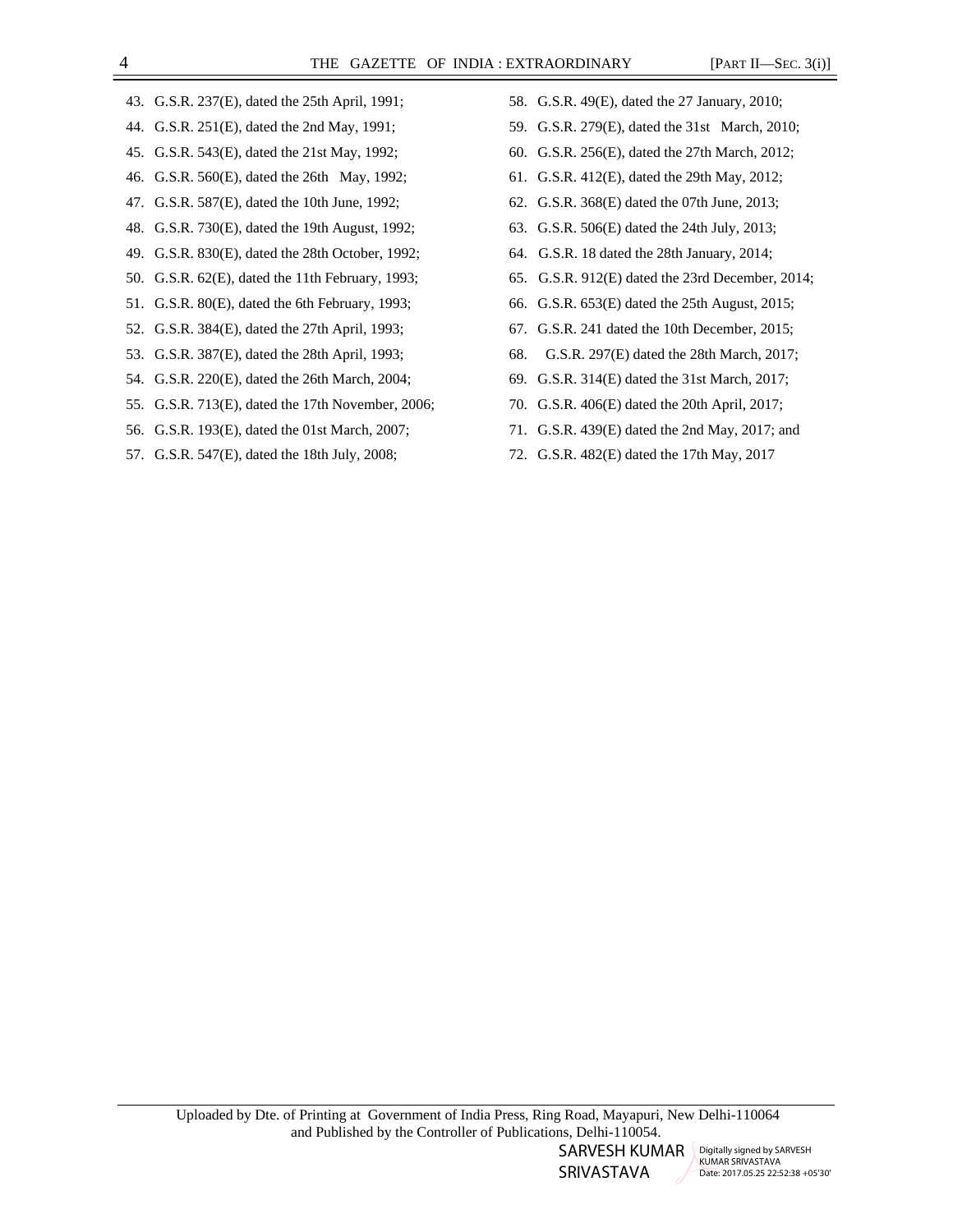43. G.S.R. 237(E), dated the 25th April, 1991;
44. G.S.R. 251(E), dated the 2nd May, 1991;
45. G.S.R. 543(E), dated the 21st May, 1992;
46. G.S.R. 560(E), dated the 26th May, 1992;
47. G.S.R. 587(E), dated the 10th June, 1992;
48. G.S.R. 730(E), dated the 19th August, 1992;
49. G.S.R. 830(E), dated the 28th October, 1992;
50. G.S.R. 62(E), dated the 11th February, 1993;
51. G.S.R. 80(E), dated the 6th February, 1993;
52. G.S.R. 384(E), dated the 27th April, 1993;
53. G.S.R. 387(E), dated the 28th April, 1993;
54. G.S.R. 220(E), dated the 26th March, 2004;
55. G.S.R. 713(E), dated the 17th November, 2006;
56. G.S.R. 193(E), dated the 01st March, 2007;
57. G.S.R. 547(E), dated the 18th July, 2008;
58. G.S.R. 49(E), dated the 27 January, 2010;
59. G.S.R. 279(E), dated the 31st March, 2010;
60. G.S.R. 256(E), dated the 27th March, 2012;
61. G.S.R. 412(E), dated the 29th May, 2012;
62. G.S.R. 368(E) dated the 07th June, 2013;
63. G.S.R. 506(E) dated the 24th July, 2013;
64. G.S.R. 18 dated the 28th January, 2014;
65. G.S.R. 912(E) dated the 23rd December, 2014;
66. G.S.R. 653(E) dated the 25th August, 2015;
67. G.S.R. 241 dated the 10th December, 2015;
68. G.S.R. 297(E) dated the 28th March, 2017;
69. G.S.R. 314(E) dated the 31st March, 2017;
70. G.S.R. 406(E) dated the 20th April, 2017;
71. G.S.R. 439(E) dated the 2nd May, 2017; and
72. G.S.R. 482(E) dated the 17th May, 2017

Uploaded by Dte. of Printing at Government of India Press, Ring Road, Mayapuri, New Delhi-110064 and Published by the Controller of Publications, Delhi-110054.

SARVESH KUMAR SRIVASTAVA

Digitally signed by SARVESH KUMAR SRIVASTAVA
Date: 2017.05.25 22:52:38 +05'30'